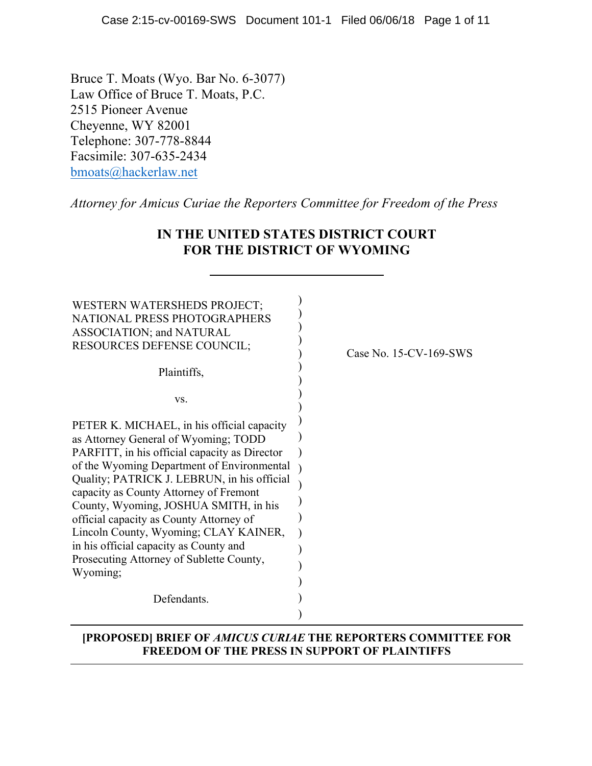Bruce T. Moats (Wyo. Bar No. 6-3077)
Law Office of Bruce T. Moats, P.C.
2515 Pioneer Avenue
Cheyenne, WY 82001
Telephone: 307-778-8844
Facsimile: 307-635-2434
bmoats@hackerlaw.net

*Attorney for Amicus Curiae the Reporters Committee for Freedom of the Press*

**IN THE UNITED STATES DISTRICT COURT**
**FOR THE DISTRICT OF WYOMING**

---

WESTERN WATERSHEDS PROJECT; NATIONAL PRESS PHOTOGRAPHERS ASSOCIATION; and NATURAL RESOURCES DEFENSE COUNCIL;

Plaintiffs,

vs.

PETER K. MICHAEL, in his official capacity as Attorney General of Wyoming; TODD PARFITT, in his official capacity as Director of the Wyoming Department of Environmental Quality; PATRICK J. LEBRUN, in his official capacity as County Attorney of Fremont County, Wyoming, JOSHUA SMITH, in his official capacity as County Attorney of Lincoln County, Wyoming; CLAY KAINER, in his official capacity as County and Prosecuting Attorney of Sublette County, Wyoming;

Defendants.

Case No. 15-CV-169-SWS

---

**[PROPOSED] BRIEF OF *AMICUS CURIAE* THE REPORTERS COMMITTEE FOR FREEDOM OF THE PRESS IN SUPPORT OF PLAINTIFFS**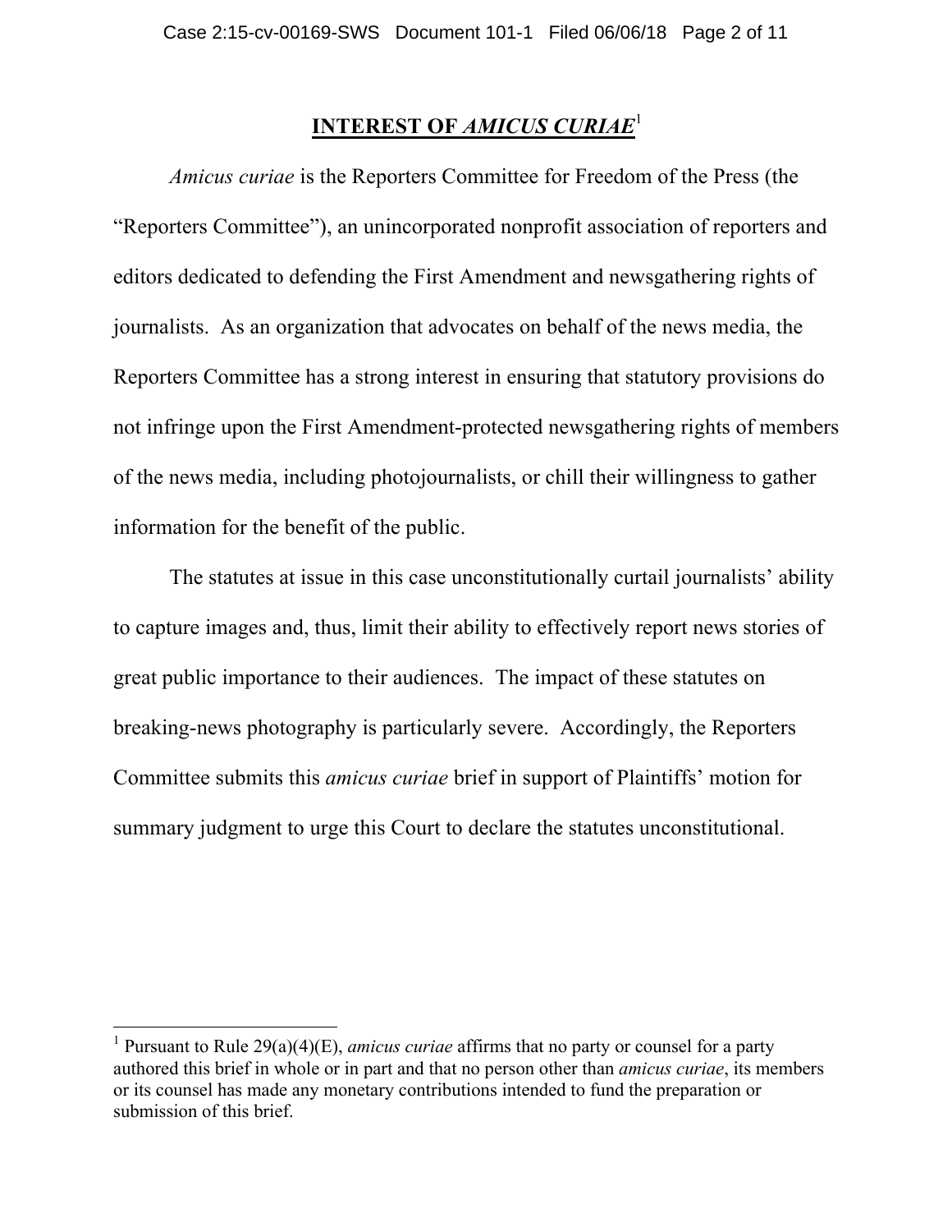## **INTEREST OF *AMICUS CURIAE*[1]**

*Amicus curiae* is the Reporters Committee for Freedom of the Press (the "Reporters Committee"), an unincorporated nonprofit association of reporters and editors dedicated to defending the First Amendment and newsgathering rights of journalists. As an organization that advocates on behalf of the news media, the Reporters Committee has a strong interest in ensuring that statutory provisions do not infringe upon the First Amendment-protected newsgathering rights of members of the news media, including photojournalists, or chill their willingness to gather information for the benefit of the public.

The statutes at issue in this case unconstitutionally curtail journalists' ability to capture images and, thus, limit their ability to effectively report news stories of great public importance to their audiences. The impact of these statutes on breaking-news photography is particularly severe. Accordingly, the Reporters Committee submits this *amicus curiae* brief in support of Plaintiffs' motion for summary judgment to urge this Court to declare the statutes unconstitutional.

---

[1] Pursuant to Rule 29(a)(4)(E), *amicus curiae* affirms that no party or counsel for a party authored this brief in whole or in part and that no person other than *amicus curiae*, its members or its counsel has made any monetary contributions intended to fund the preparation or submission of this brief.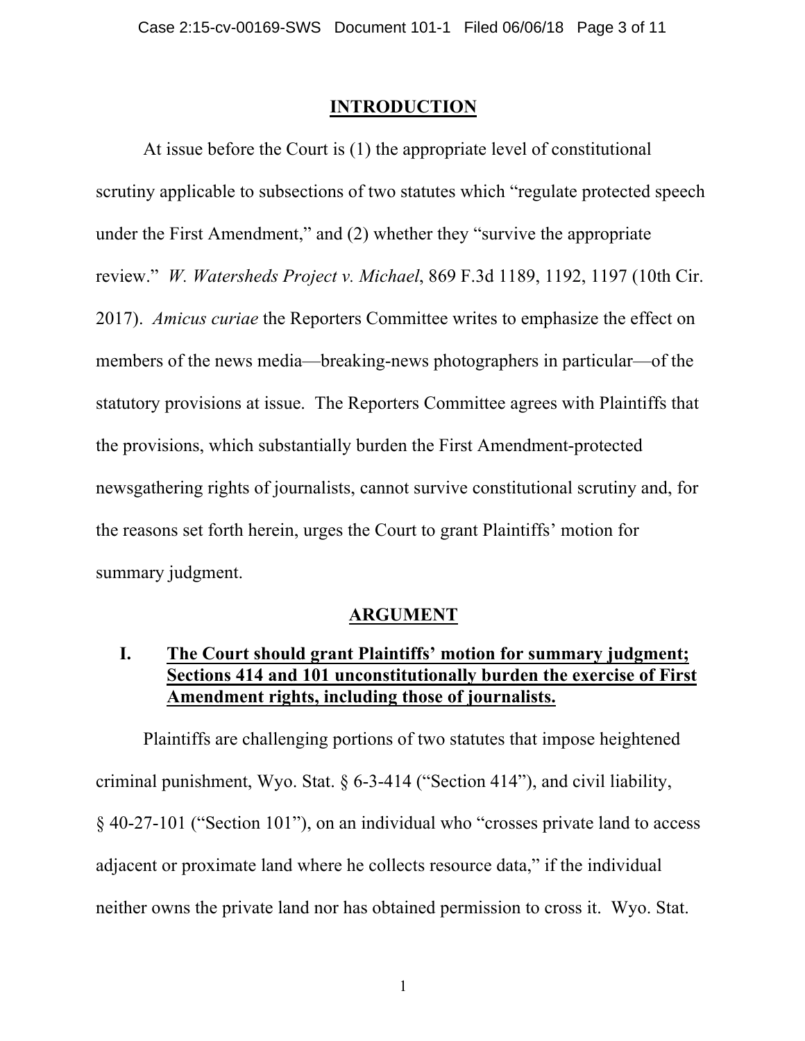## INTRODUCTION

At issue before the Court is (1) the appropriate level of constitutional scrutiny applicable to subsections of two statutes which "regulate protected speech under the First Amendment," and (2) whether they "survive the appropriate review." *W. Watersheds Project v. Michael*, 869 F.3d 1189, 1192, 1197 (10th Cir. 2017). *Amicus curiae* the Reporters Committee writes to emphasize the effect on members of the news media—breaking-news photographers in particular—of the statutory provisions at issue. The Reporters Committee agrees with Plaintiffs that the provisions, which substantially burden the First Amendment-protected newsgathering rights of journalists, cannot survive constitutional scrutiny and, for the reasons set forth herein, urges the Court to grant Plaintiffs' motion for summary judgment.

## ARGUMENT

### I. The Court should grant Plaintiffs' motion for summary judgment; Sections 414 and 101 unconstitutionally burden the exercise of First Amendment rights, including those of journalists.

Plaintiffs are challenging portions of two statutes that impose heightened criminal punishment, Wyo. Stat. § 6-3-414 ("Section 414"), and civil liability, § 40-27-101 ("Section 101"), on an individual who "crosses private land to access adjacent or proximate land where he collects resource data," if the individual neither owns the private land nor has obtained permission to cross it. Wyo. Stat.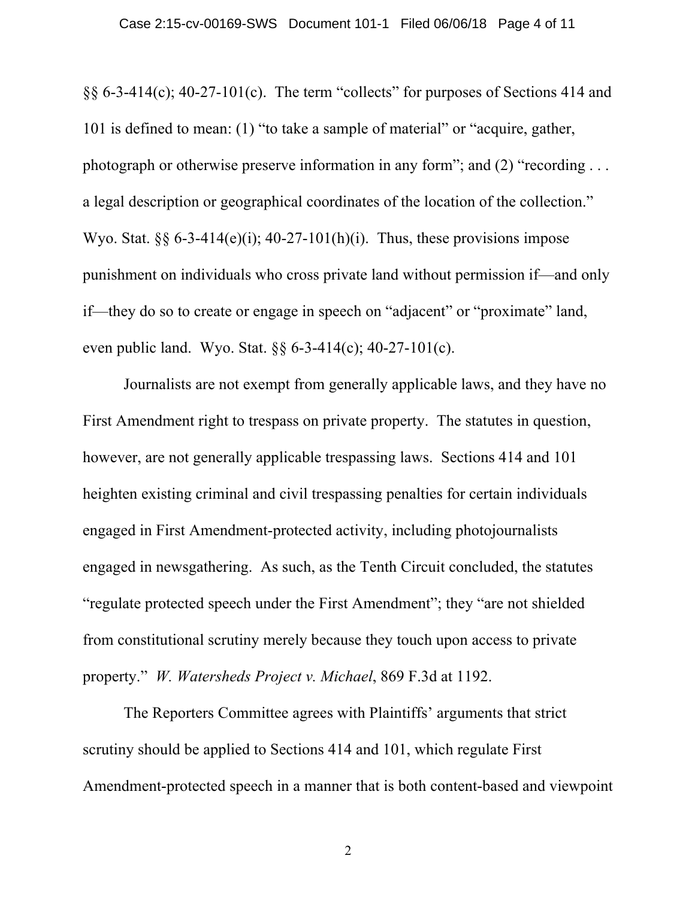§§ 6-3-414(c); 40-27-101(c). The term "collects" for purposes of Sections 414 and 101 is defined to mean: (1) "to take a sample of material" or "acquire, gather, photograph or otherwise preserve information in any form"; and (2) "recording . . . a legal description or geographical coordinates of the location of the collection." Wyo. Stat. §§ 6-3-414(e)(i); 40-27-101(h)(i). Thus, these provisions impose punishment on individuals who cross private land without permission if—and only if—they do so to create or engage in speech on "adjacent" or "proximate" land, even public land. Wyo. Stat. §§ 6-3-414(c); 40-27-101(c).

Journalists are not exempt from generally applicable laws, and they have no First Amendment right to trespass on private property. The statutes in question, however, are not generally applicable trespassing laws. Sections 414 and 101 heighten existing criminal and civil trespassing penalties for certain individuals engaged in First Amendment-protected activity, including photojournalists engaged in newsgathering. As such, as the Tenth Circuit concluded, the statutes "regulate protected speech under the First Amendment"; they "are not shielded from constitutional scrutiny merely because they touch upon access to private property." *W. Watersheds Project v. Michael*, 869 F.3d at 1192.

The Reporters Committee agrees with Plaintiffs' arguments that strict scrutiny should be applied to Sections 414 and 101, which regulate First Amendment-protected speech in a manner that is both content-based and viewpoint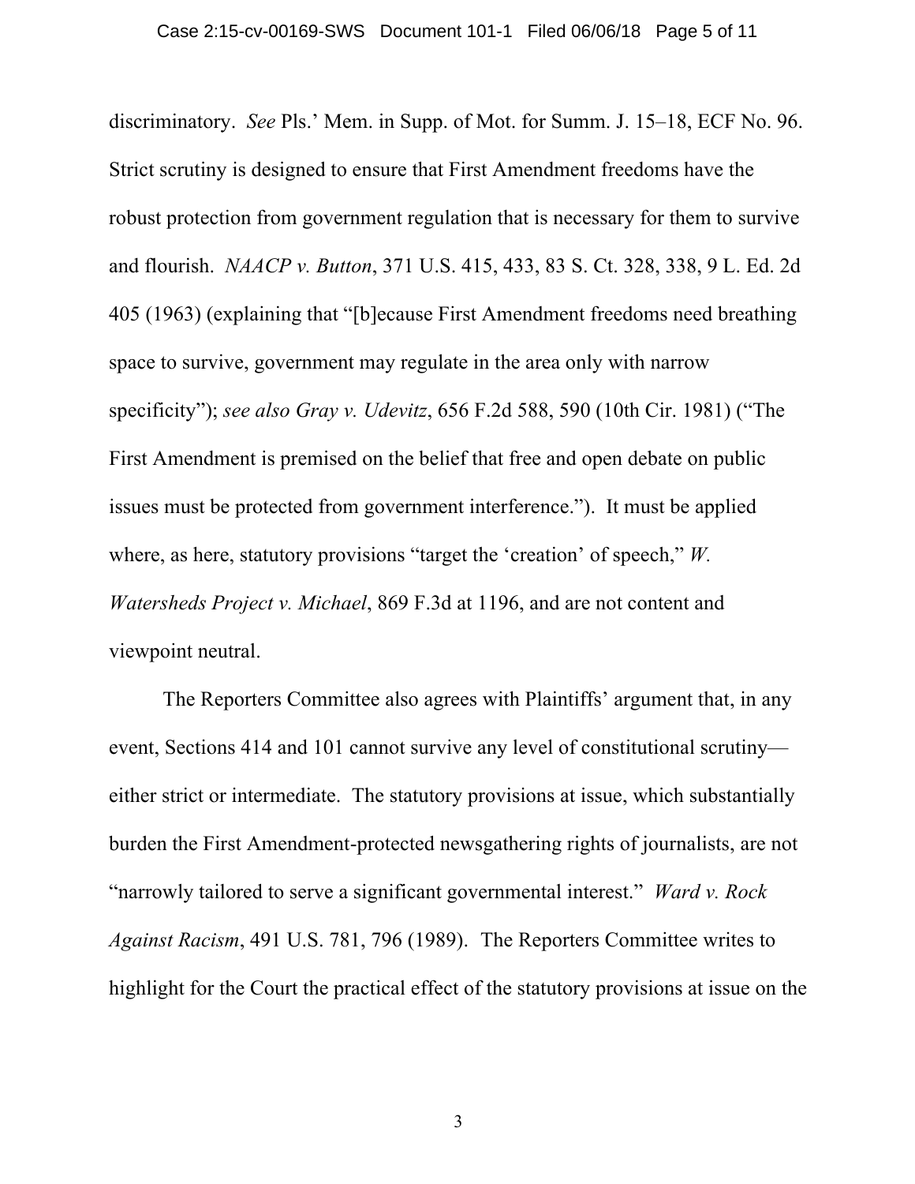discriminatory. *See* Pls.' Mem. in Supp. of Mot. for Summ. J. 15–18, ECF No. 96. Strict scrutiny is designed to ensure that First Amendment freedoms have the robust protection from government regulation that is necessary for them to survive and flourish. *NAACP v. Button*, 371 U.S. 415, 433, 83 S. Ct. 328, 338, 9 L. Ed. 2d 405 (1963) (explaining that "[b]ecause First Amendment freedoms need breathing space to survive, government may regulate in the area only with narrow specificity"); *see also Gray v. Udevitz*, 656 F.2d 588, 590 (10th Cir. 1981) ("The First Amendment is premised on the belief that free and open debate on public issues must be protected from government interference."). It must be applied where, as here, statutory provisions "target the 'creation' of speech," *W. Watersheds Project v. Michael*, 869 F.3d at 1196, and are not content and viewpoint neutral.

The Reporters Committee also agrees with Plaintiffs' argument that, in any event, Sections 414 and 101 cannot survive any level of constitutional scrutiny—either strict or intermediate. The statutory provisions at issue, which substantially burden the First Amendment-protected newsgathering rights of journalists, are not "narrowly tailored to serve a significant governmental interest." *Ward v. Rock Against Racism*, 491 U.S. 781, 796 (1989). The Reporters Committee writes to highlight for the Court the practical effect of the statutory provisions at issue on the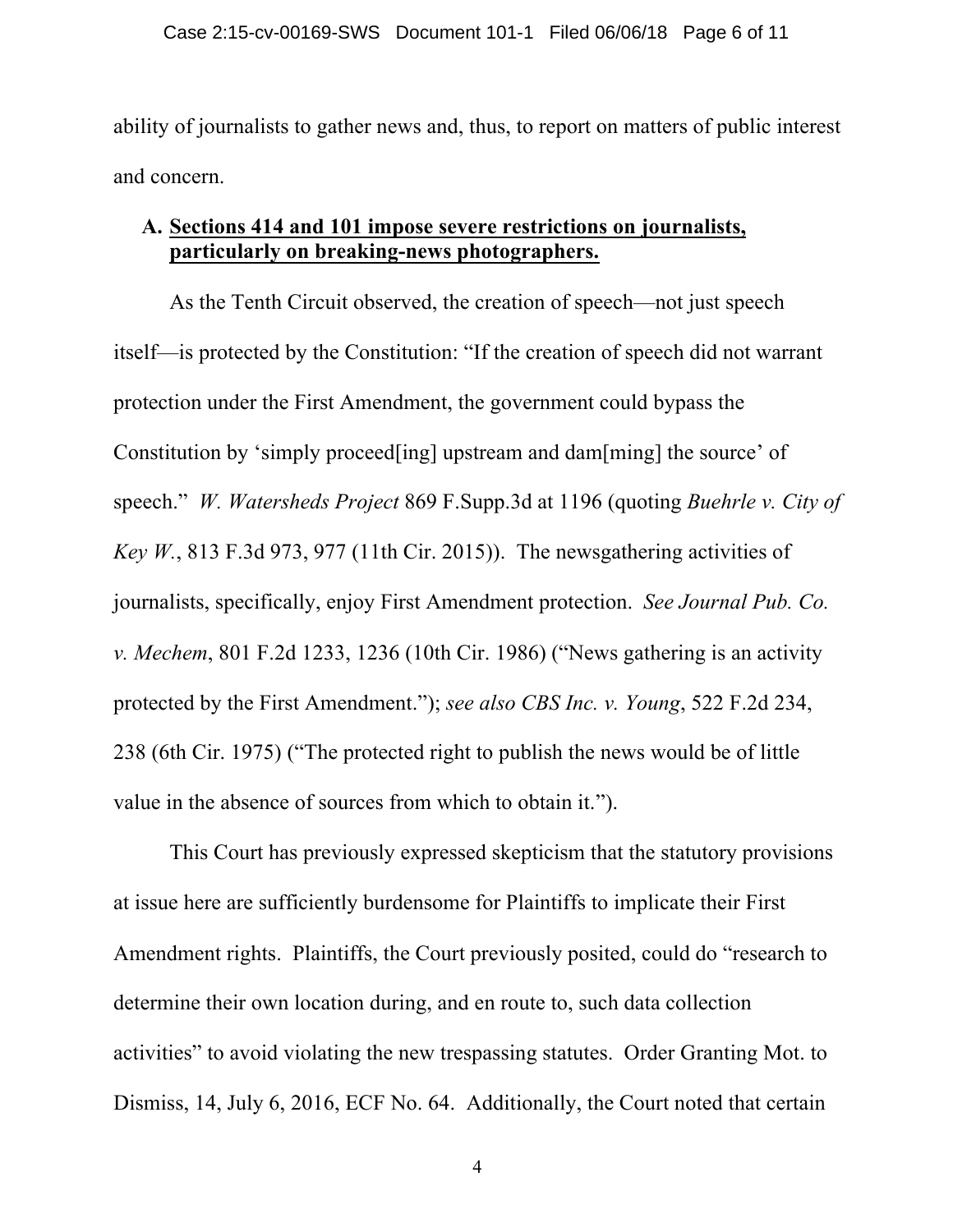ability of journalists to gather news and, thus, to report on matters of public interest and concern.

**A. <u>Sections 414 and 101 impose severe restrictions on journalists, particularly on breaking-news photographers.</u>**

As the Tenth Circuit observed, the creation of speech—not just speech itself—is protected by the Constitution: "If the creation of speech did not warrant protection under the First Amendment, the government could bypass the Constitution by 'simply proceed[ing] upstream and dam[ming] the source' of speech." *W. Watersheds Project* 869 F.Supp.3d at 1196 (quoting *Buehrle v. City of Key W.*, 813 F.3d 973, 977 (11th Cir. 2015)). The newsgathering activities of journalists, specifically, enjoy First Amendment protection. *See Journal Pub. Co. v. Mechem*, 801 F.2d 1233, 1236 (10th Cir. 1986) ("News gathering is an activity protected by the First Amendment."); *see also CBS Inc. v. Young*, 522 F.2d 234, 238 (6th Cir. 1975) ("The protected right to publish the news would be of little value in the absence of sources from which to obtain it.").

This Court has previously expressed skepticism that the statutory provisions at issue here are sufficiently burdensome for Plaintiffs to implicate their First Amendment rights. Plaintiffs, the Court previously posited, could do "research to determine their own location during, and en route to, such data collection activities" to avoid violating the new trespassing statutes. Order Granting Mot. to Dismiss, 14, July 6, 2016, ECF No. 64. Additionally, the Court noted that certain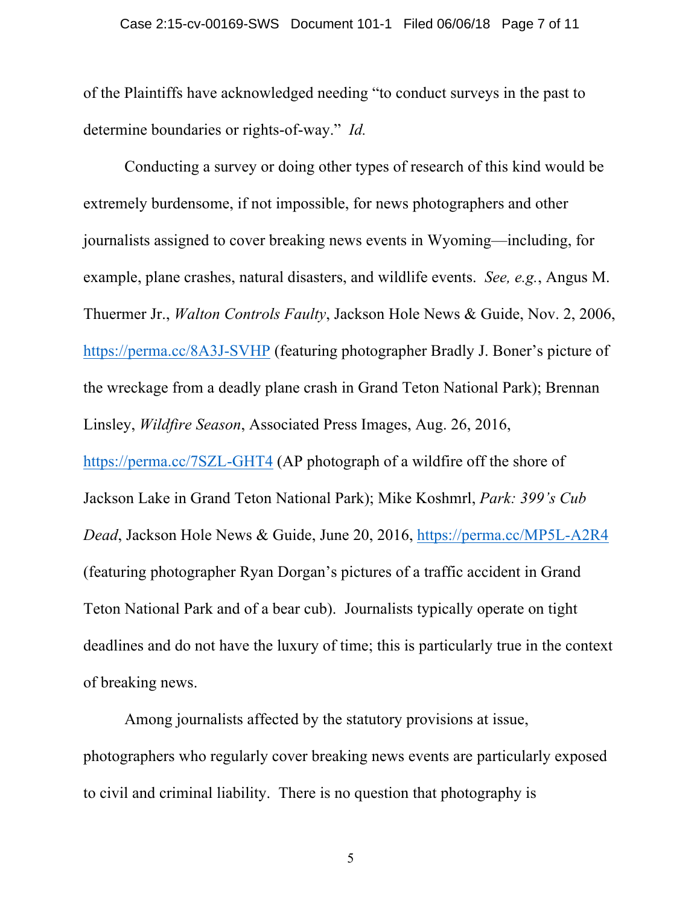of the Plaintiffs have acknowledged needing "to conduct surveys in the past to determine boundaries or rights-of-way." *Id.*

Conducting a survey or doing other types of research of this kind would be extremely burdensome, if not impossible, for news photographers and other journalists assigned to cover breaking news events in Wyoming—including, for example, plane crashes, natural disasters, and wildlife events. *See, e.g.*, Angus M. Thuermer Jr., *Walton Controls Faulty*, Jackson Hole News & Guide, Nov. 2, 2006, https://perma.cc/8A3J-SVHP (featuring photographer Bradly J. Boner's picture of the wreckage from a deadly plane crash in Grand Teton National Park); Brennan Linsley, *Wildfire Season*, Associated Press Images, Aug. 26, 2016, https://perma.cc/7SZL-GHT4 (AP photograph of a wildfire off the shore of Jackson Lake in Grand Teton National Park); Mike Koshmrl, *Park: 399's Cub Dead*, Jackson Hole News & Guide, June 20, 2016, https://perma.cc/MP5L-A2R4 (featuring photographer Ryan Dorgan's pictures of a traffic accident in Grand Teton National Park and of a bear cub). Journalists typically operate on tight deadlines and do not have the luxury of time; this is particularly true in the context of breaking news.

Among journalists affected by the statutory provisions at issue, photographers who regularly cover breaking news events are particularly exposed to civil and criminal liability. There is no question that photography is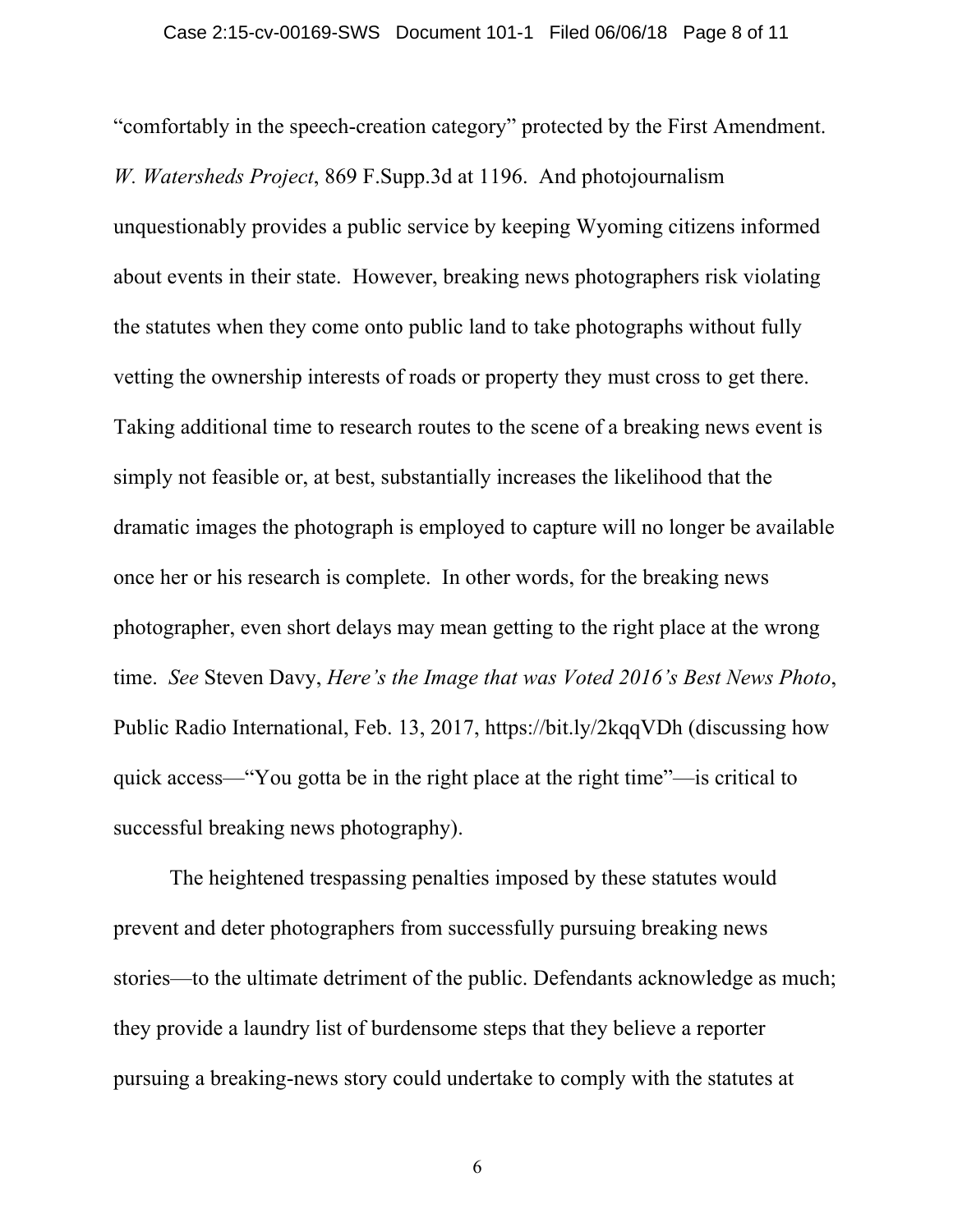"comfortably in the speech-creation category" protected by the First Amendment. *W. Watersheds Project*, 869 F.Supp.3d at 1196. And photojournalism unquestionably provides a public service by keeping Wyoming citizens informed about events in their state. However, breaking news photographers risk violating the statutes when they come onto public land to take photographs without fully vetting the ownership interests of roads or property they must cross to get there. Taking additional time to research routes to the scene of a breaking news event is simply not feasible or, at best, substantially increases the likelihood that the dramatic images the photograph is employed to capture will no longer be available once her or his research is complete. In other words, for the breaking news photographer, even short delays may mean getting to the right place at the wrong time. *See* Steven Davy, *Here's the Image that was Voted 2016's Best News Photo*, Public Radio International, Feb. 13, 2017, https://bit.ly/2kqqVDh (discussing how quick access—"You gotta be in the right place at the right time"—is critical to successful breaking news photography).

The heightened trespassing penalties imposed by these statutes would prevent and deter photographers from successfully pursuing breaking news stories—to the ultimate detriment of the public. Defendants acknowledge as much; they provide a laundry list of burdensome steps that they believe a reporter pursuing a breaking-news story could undertake to comply with the statutes at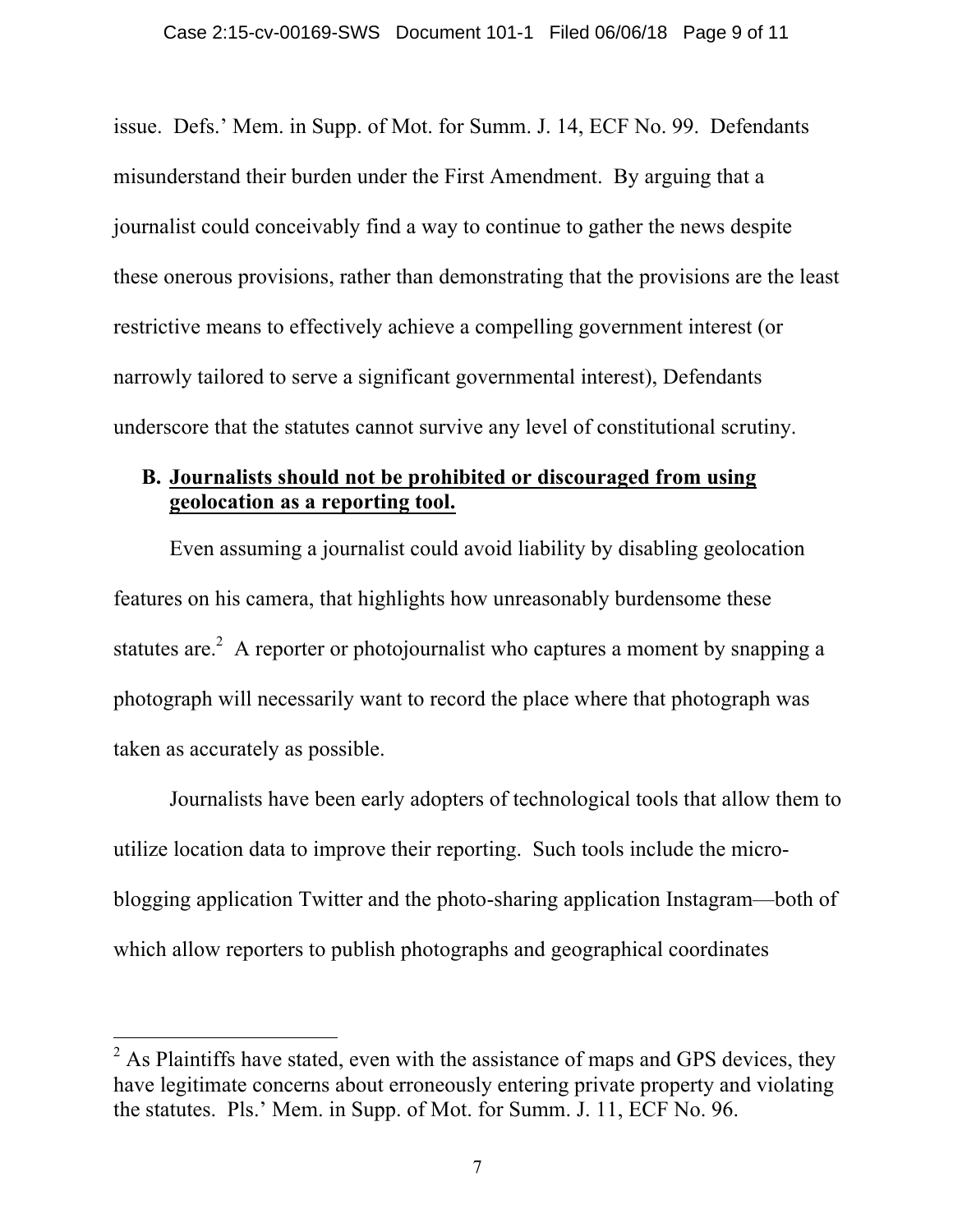issue. Defs.' Mem. in Supp. of Mot. for Summ. J. 14, ECF No. 99. Defendants misunderstand their burden under the First Amendment. By arguing that a journalist could conceivably find a way to continue to gather the news despite these onerous provisions, rather than demonstrating that the provisions are the least restrictive means to effectively achieve a compelling government interest (or narrowly tailored to serve a significant governmental interest), Defendants underscore that the statutes cannot survive any level of constitutional scrutiny.

### B. Journalists should not be prohibited or discouraged from using geolocation as a reporting tool.

Even assuming a journalist could avoid liability by disabling geolocation features on his camera, that highlights how unreasonably burdensome these statutes are.[2] A reporter or photojournalist who captures a moment by snapping a photograph will necessarily want to record the place where that photograph was taken as accurately as possible.

Journalists have been early adopters of technological tools that allow them to utilize location data to improve their reporting. Such tools include the micro-blogging application Twitter and the photo-sharing application Instagram—both of which allow reporters to publish photographs and geographical coordinates

---

[2] As Plaintiffs have stated, even with the assistance of maps and GPS devices, they have legitimate concerns about erroneously entering private property and violating the statutes. Pls.' Mem. in Supp. of Mot. for Summ. J. 11, ECF No. 96.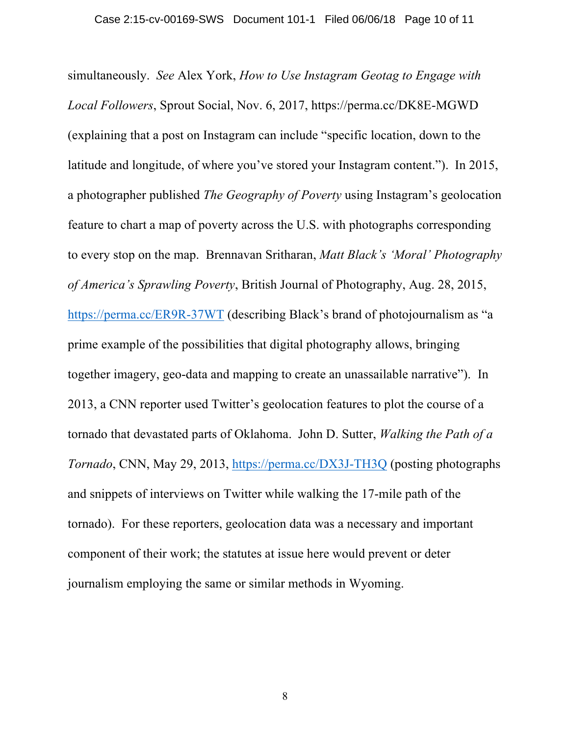simultaneously. *See* Alex York, *How to Use Instagram Geotag to Engage with Local Followers*, Sprout Social, Nov. 6, 2017, https://perma.cc/DK8E-MGWD (explaining that a post on Instagram can include "specific location, down to the latitude and longitude, of where you've stored your Instagram content."). In 2015, a photographer published *The Geography of Poverty* using Instagram's geolocation feature to chart a map of poverty across the U.S. with photographs corresponding to every stop on the map. Brennavan Sritharan, *Matt Black's 'Moral' Photography of America's Sprawling Poverty*, British Journal of Photography, Aug. 28, 2015, https://perma.cc/ER9R-37WT (describing Black's brand of photojournalism as "a prime example of the possibilities that digital photography allows, bringing together imagery, geo-data and mapping to create an unassailable narrative"). In 2013, a CNN reporter used Twitter's geolocation features to plot the course of a tornado that devastated parts of Oklahoma. John D. Sutter, *Walking the Path of a Tornado*, CNN, May 29, 2013, https://perma.cc/DX3J-TH3Q (posting photographs and snippets of interviews on Twitter while walking the 17-mile path of the tornado). For these reporters, geolocation data was a necessary and important component of their work; the statutes at issue here would prevent or deter journalism employing the same or similar methods in Wyoming.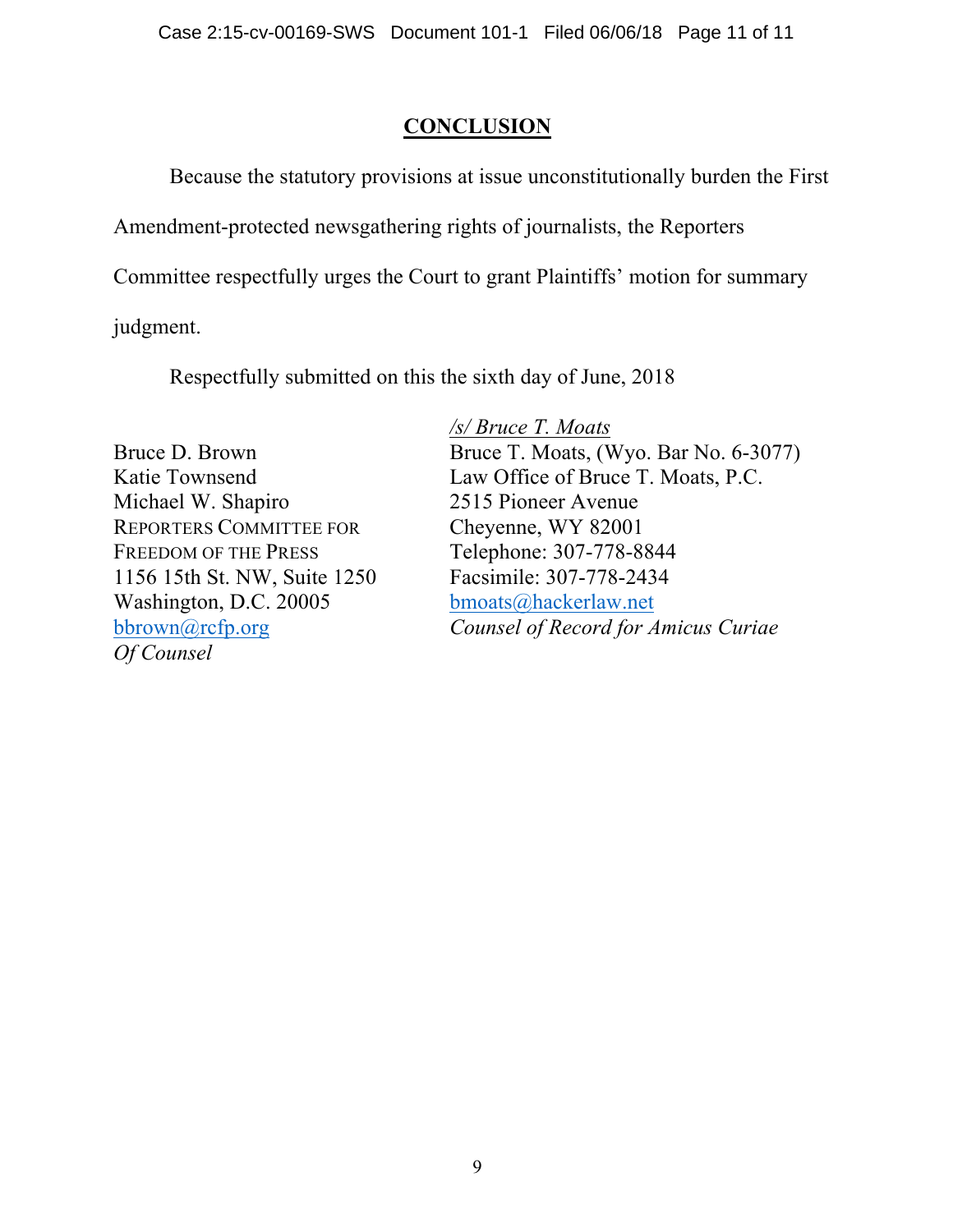## CONCLUSION

Because the statutory provisions at issue unconstitutionally burden the First Amendment-protected newsgathering rights of journalists, the Reporters Committee respectfully urges the Court to grant Plaintiffs' motion for summary judgment.

Respectfully submitted on this the sixth day of June, 2018

*/s/ Bruce T. Moats*
Bruce T. Moats, (Wyo. Bar No. 6-3077)
Law Office of Bruce T. Moats, P.C.
2515 Pioneer Avenue
Cheyenne, WY 82001
Telephone: 307-778-8844
Facsimile: 307-778-2434
bmoats@hackerlaw.net
*Counsel of Record for Amicus Curiae*

Bruce D. Brown
Katie Townsend
Michael W. Shapiro
REPORTERS COMMITTEE FOR FREEDOM OF THE PRESS
1156 15th St. NW, Suite 1250
Washington, D.C. 20005
bbrown@rcfp.org
*Of Counsel*